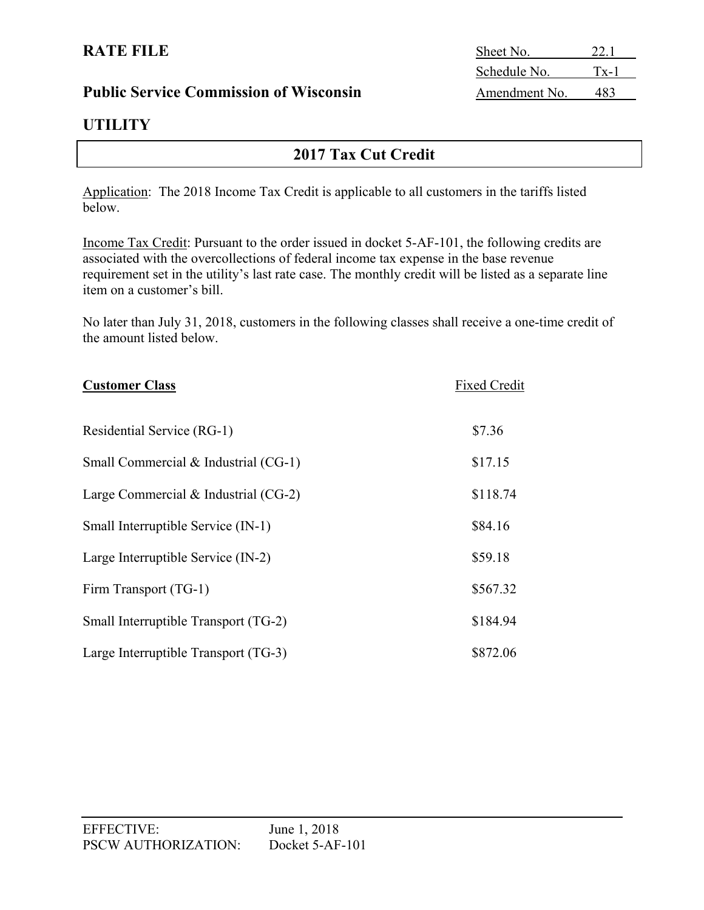**RATE FILE**

**Public Service Commission of Wisconsin**

**UTILITY**

| Sheet No. | 22.1 |
| --- | --- |
| Schedule No. | Tx-1 |
| Amendment No. | 483 |

## 2017 Tax Cut Credit

Application: The 2018 Income Tax Credit is applicable to all customers in the tariffs listed below.

Income Tax Credit: Pursuant to the order issued in docket 5-AF-101, the following credits are associated with the overcollections of federal income tax expense in the base revenue requirement set in the utility's last rate case. The monthly credit will be listed as a separate line item on a customer's bill.

No later than July 31, 2018, customers in the following classes shall receive a one-time credit of the amount listed below.

| **Customer Class** | Fixed Credit |
| --- | --- |
| Residential Service (RG-1) | $7.36 |
| Small Commercial & Industrial (CG-1) | $17.15 |
| Large Commercial & Industrial (CG-2) | $118.74 |
| Small Interruptible Service (IN-1) | $84.16 |
| Large Interruptible Service (IN-2) | $59.18 |
| Firm Transport (TG-1) | $567.32 |
| Small Interruptible Transport (TG-2) | $184.94 |
| Large Interruptible Transport (TG-3) | $872.06 |

EFFECTIVE: June 1, 2018
PSCW AUTHORIZATION: Docket 5-AF-101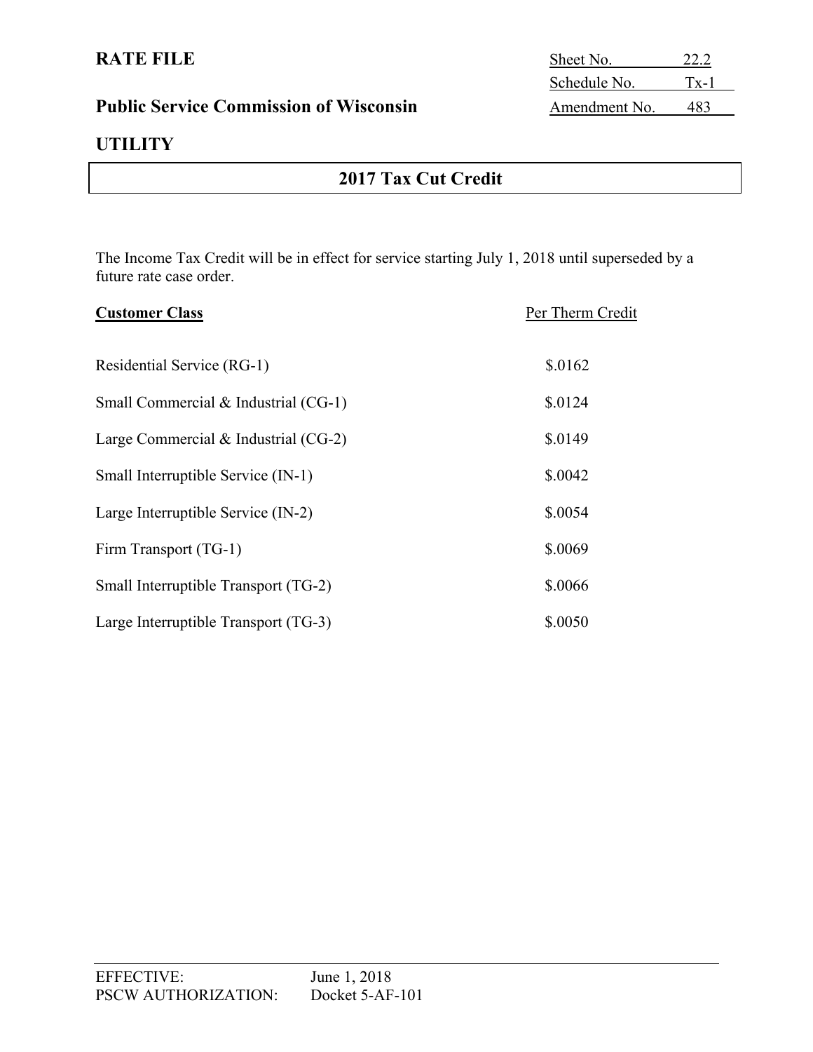**RATE FILE**

| | |
|---|---|
| Sheet No. | 22.2 |
| Schedule No. | Tx-1 |
| Amendment No. | 483 |

**Public Service Commission of Wisconsin**

**UTILITY**

# 2017 Tax Cut Credit

The Income Tax Credit will be in effect for service starting July 1, 2018 until superseded by a future rate case order.

| **Customer Class** | Per Therm Credit |
|---|---|
| Residential Service (RG-1) | $.0162 |
| Small Commercial & Industrial (CG-1) | $.0124 |
| Large Commercial & Industrial (CG-2) | $.0149 |
| Small Interruptible Service (IN-1) | $.0042 |
| Large Interruptible Service (IN-2) | $.0054 |
| Firm Transport (TG-1) | $.0069 |
| Small Interruptible Transport (TG-2) | $.0066 |
| Large Interruptible Transport (TG-3) | $.0050 |

EFFECTIVE: June 1, 2018
PSCW AUTHORIZATION: Docket 5-AF-101